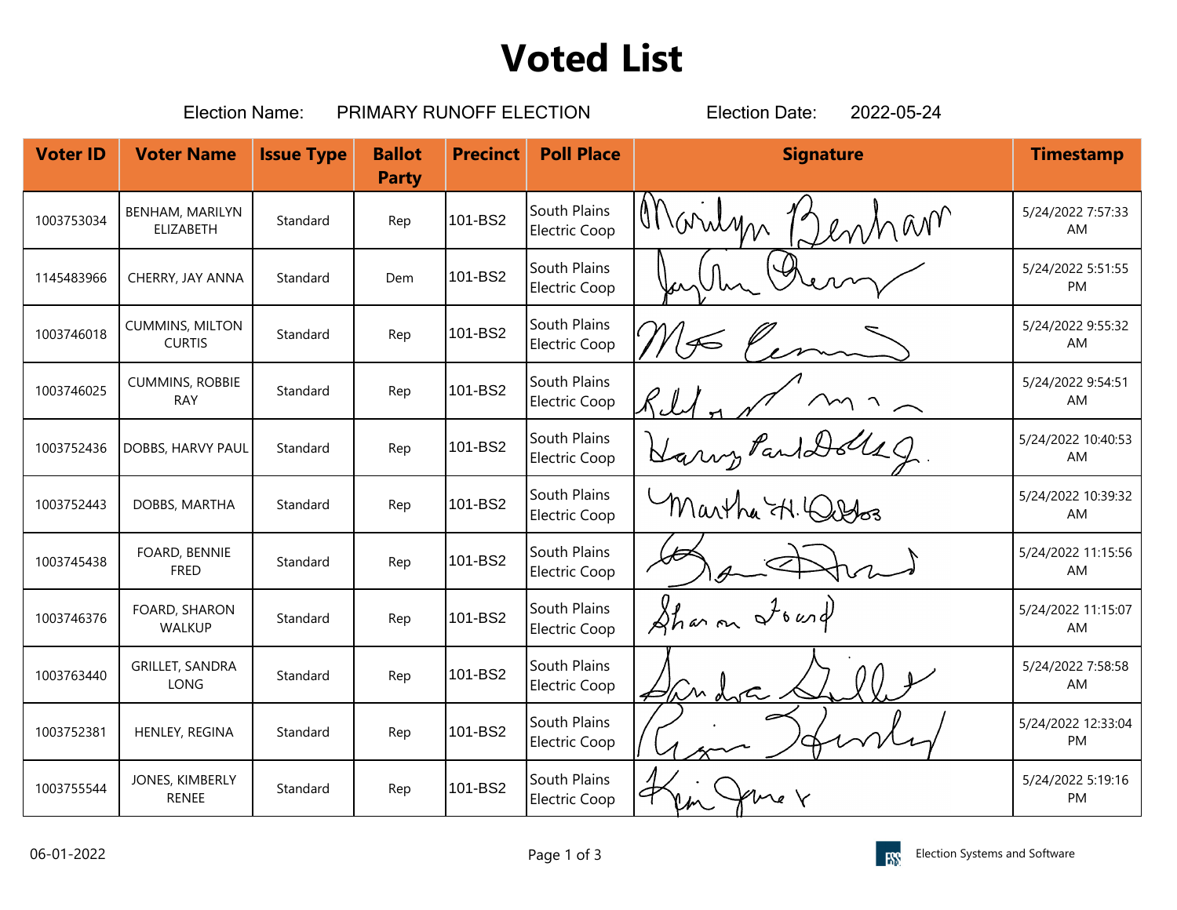# Voted List

Election Name: PRIMARY RUNOFF ELECTION Election Date: 2022-05-24

| Voter ID | Voter Name | Issue Type | Ballot Party | Precinct | Poll Place | Signature | Timestamp |
|---|---|---|---|---|---|---|---|
| 1003753034 | BENHAM, MARILYN ELIZABETH | Standard | Rep | 101-BS2 | South Plains Electric Coop | | 5/24/2022 7:57:33 AM |
| 1145483966 | CHERRY, JAY ANNA | Standard | Dem | 101-BS2 | South Plains Electric Coop | | 5/24/2022 5:51:55 PM |
| 1003746018 | CUMMINS, MILTON CURTIS | Standard | Rep | 101-BS2 | South Plains Electric Coop | | 5/24/2022 9:55:32 AM |
| 1003746025 | CUMMINS, ROBBIE RAY | Standard | Rep | 101-BS2 | South Plains Electric Coop | | 5/24/2022 9:54:51 AM |
| 1003752436 | DOBBS, HARVY PAUL | Standard | Rep | 101-BS2 | South Plains Electric Coop | | 5/24/2022 10:40:53 AM |
| 1003752443 | DOBBS, MARTHA | Standard | Rep | 101-BS2 | South Plains Electric Coop | | 5/24/2022 10:39:32 AM |
| 1003745438 | FOARD, BENNIE FRED | Standard | Rep | 101-BS2 | South Plains Electric Coop | | 5/24/2022 11:15:56 AM |
| 1003746376 | FOARD, SHARON WALKUP | Standard | Rep | 101-BS2 | South Plains Electric Coop | | 5/24/2022 11:15:07 AM |
| 1003763440 | GRILLET, SANDRA LONG | Standard | Rep | 101-BS2 | South Plains Electric Coop | | 5/24/2022 7:58:58 AM |
| 1003752381 | HENLEY, REGINA | Standard | Rep | 101-BS2 | South Plains Electric Coop | | 5/24/2022 12:33:04 PM |
| 1003755544 | JONES, KIMBERLY RENEE | Standard | Rep | 101-BS2 | South Plains Electric Coop | | 5/24/2022 5:19:16 PM |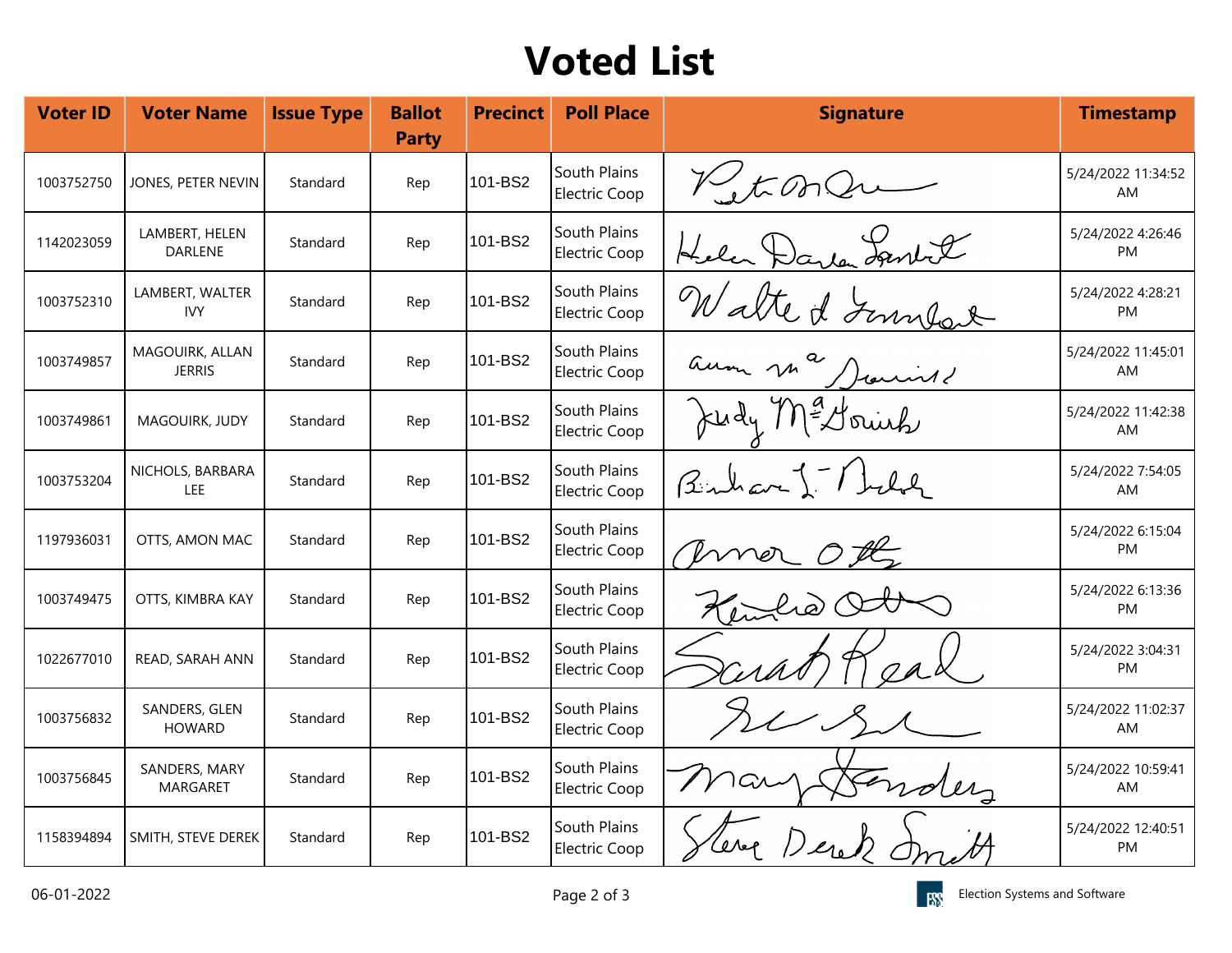# Voted List

| Voter ID | Voter Name | Issue Type | Ballot Party | Precinct | Poll Place | Signature | Timestamp |
|---|---|---|---|---|---|---|---|
| 1003752750 | JONES, PETER NEVIN | Standard | Rep | 101-BS2 | South Plains Electric Coop | | 5/24/2022 11:34:52 AM |
| 1142023059 | LAMBERT, HELEN DARLENE | Standard | Rep | 101-BS2 | South Plains Electric Coop | | 5/24/2022 4:26:46 PM |
| 1003752310 | LAMBERT, WALTER IVY | Standard | Rep | 101-BS2 | South Plains Electric Coop | | 5/24/2022 4:28:21 PM |
| 1003749857 | MAGOUIRK, ALLAN JERRIS | Standard | Rep | 101-BS2 | South Plains Electric Coop | | 5/24/2022 11:45:01 AM |
| 1003749861 | MAGOUIRK, JUDY | Standard | Rep | 101-BS2 | South Plains Electric Coop | | 5/24/2022 11:42:38 AM |
| 1003753204 | NICHOLS, BARBARA LEE | Standard | Rep | 101-BS2 | South Plains Electric Coop | | 5/24/2022 7:54:05 AM |
| 1197936031 | OTTS, AMON MAC | Standard | Rep | 101-BS2 | South Plains Electric Coop | | 5/24/2022 6:15:04 PM |
| 1003749475 | OTTS, KIMBRA KAY | Standard | Rep | 101-BS2 | South Plains Electric Coop | | 5/24/2022 6:13:36 PM |
| 1022677010 | READ, SARAH ANN | Standard | Rep | 101-BS2 | South Plains Electric Coop | | 5/24/2022 3:04:31 PM |
| 1003756832 | SANDERS, GLEN HOWARD | Standard | Rep | 101-BS2 | South Plains Electric Coop | | 5/24/2022 11:02:37 AM |
| 1003756845 | SANDERS, MARY MARGARET | Standard | Rep | 101-BS2 | South Plains Electric Coop | | 5/24/2022 10:59:41 AM |
| 1158394894 | SMITH, STEVE DEREK | Standard | Rep | 101-BS2 | South Plains Electric Coop | | 5/24/2022 12:40:51 PM |

06-01-2022

Election Systems and Software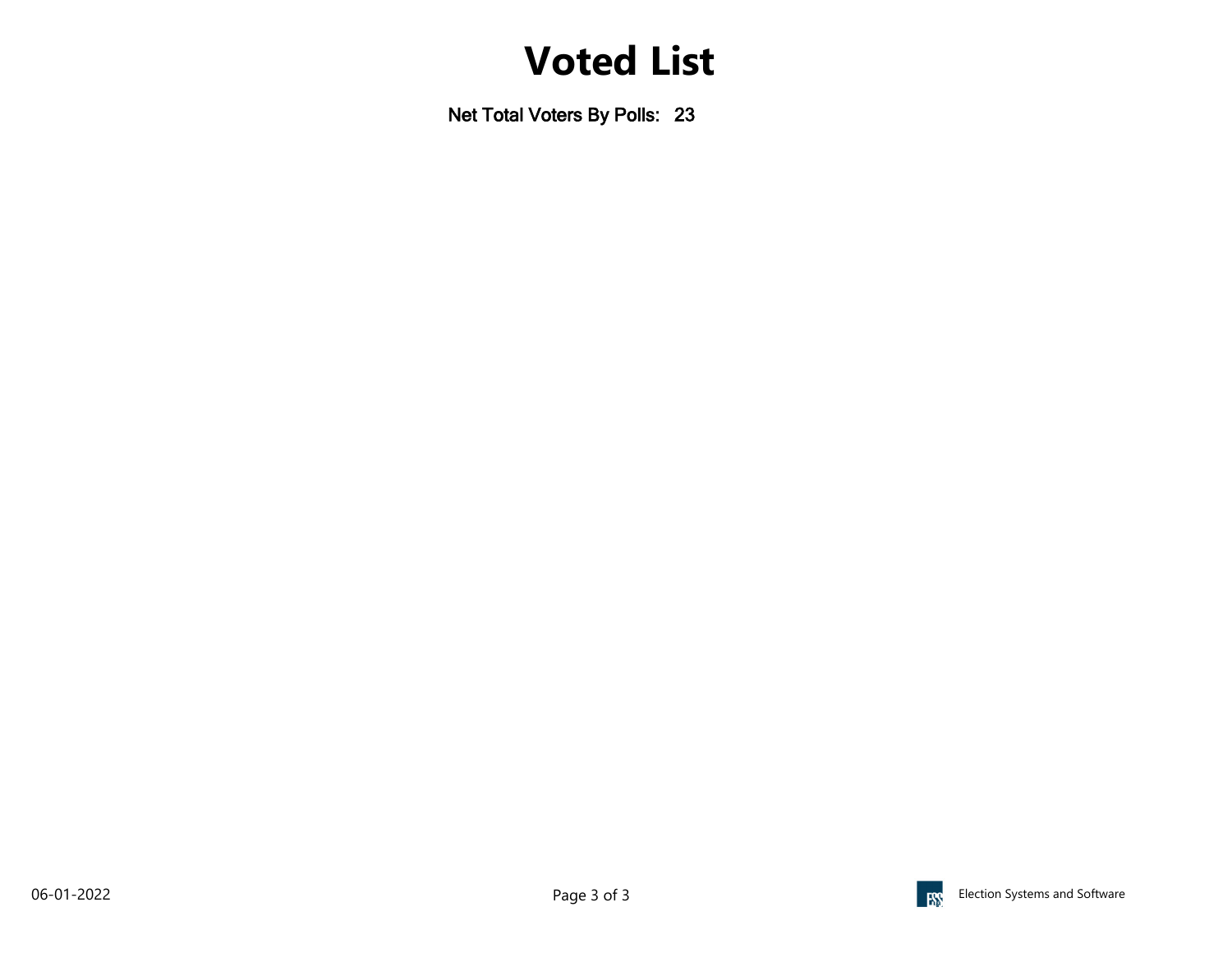# Voted List

**Net Total Voters By Polls: 23**